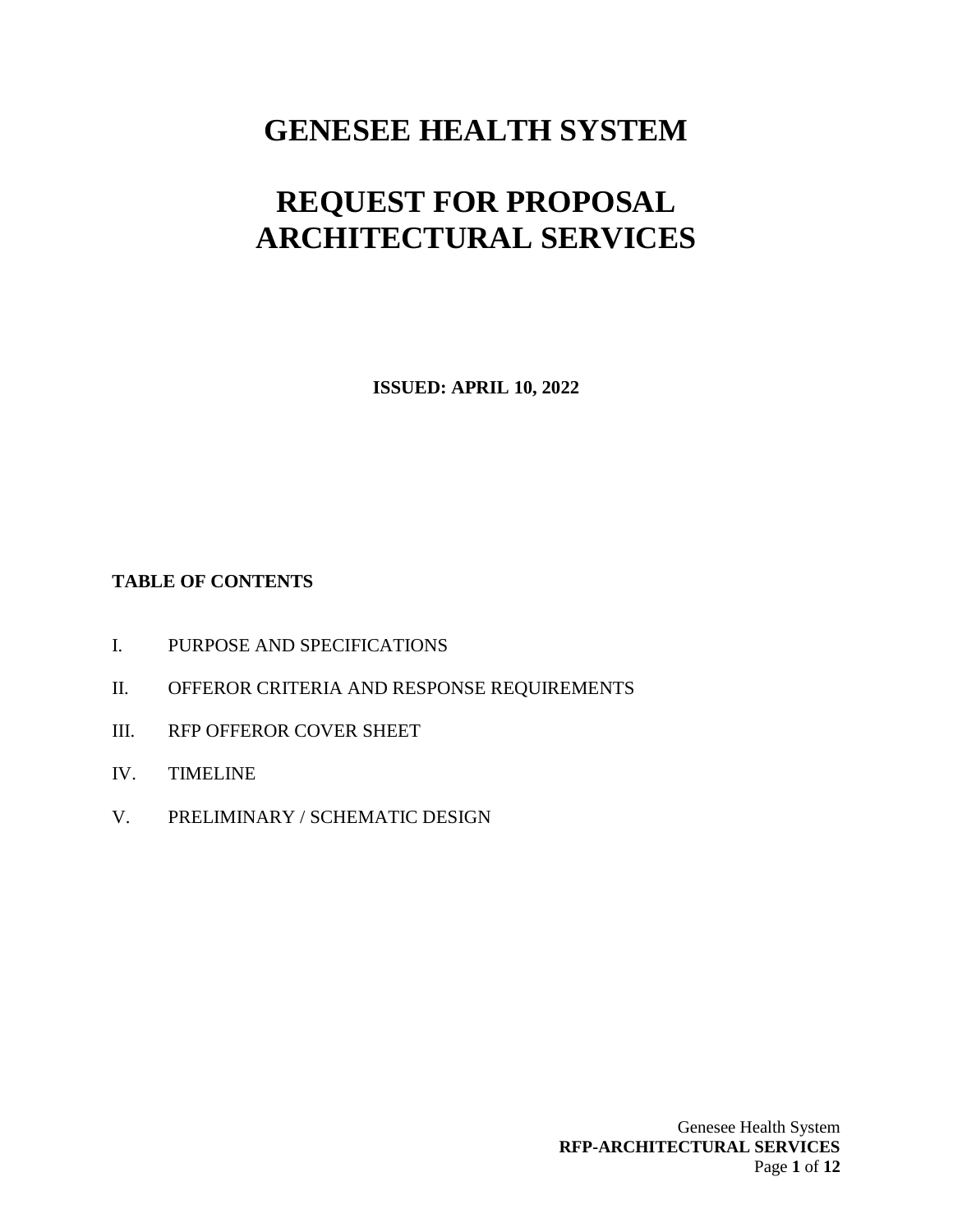# GENESEE HEALTH SYSTEM

# REQUEST FOR PROPOSAL ARCHITECTURAL SERVICES

**ISSUED: APRIL 10, 2022**

**TABLE OF CONTENTS**

I. PURPOSE AND SPECIFICATIONS

II. OFFEROR CRITERIA AND RESPONSE REQUIREMENTS

III. RFP OFFEROR COVER SHEET

IV. TIMELINE

V. PRELIMINARY / SCHEMATIC DESIGN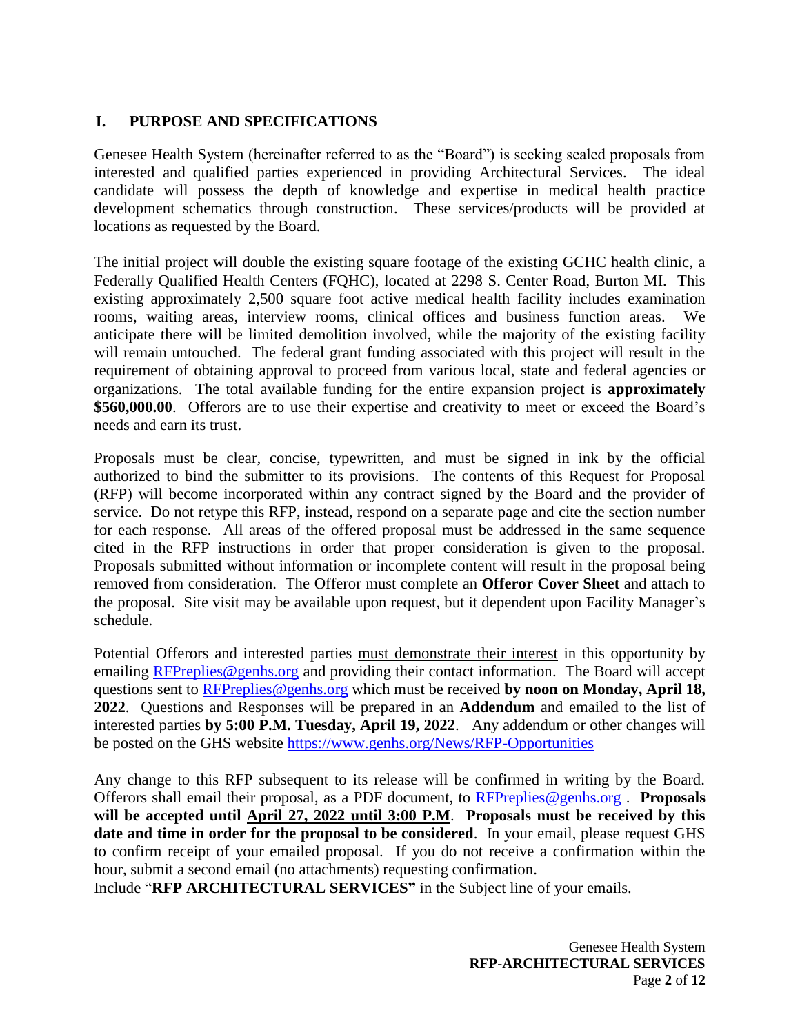## I. PURPOSE AND SPECIFICATIONS

Genesee Health System (hereinafter referred to as the "Board") is seeking sealed proposals from interested and qualified parties experienced in providing Architectural Services. The ideal candidate will possess the depth of knowledge and expertise in medical health practice development schematics through construction. These services/products will be provided at locations as requested by the Board.

The initial project will double the existing square footage of the existing GCHC health clinic, a Federally Qualified Health Centers (FQHC), located at 2298 S. Center Road, Burton MI. This existing approximately 2,500 square foot active medical health facility includes examination rooms, waiting areas, interview rooms, clinical offices and business function areas. We anticipate there will be limited demolition involved, while the majority of the existing facility will remain untouched. The federal grant funding associated with this project will result in the requirement of obtaining approval to proceed from various local, state and federal agencies or organizations. The total available funding for the entire expansion project is **approximately $560,000.00**. Offerors are to use their expertise and creativity to meet or exceed the Board's needs and earn its trust.

Proposals must be clear, concise, typewritten, and must be signed in ink by the official authorized to bind the submitter to its provisions. The contents of this Request for Proposal (RFP) will become incorporated within any contract signed by the Board and the provider of service. Do not retype this RFP, instead, respond on a separate page and cite the section number for each response. All areas of the offered proposal must be addressed in the same sequence cited in the RFP instructions in order that proper consideration is given to the proposal. Proposals submitted without information or incomplete content will result in the proposal being removed from consideration. The Offeror must complete an **Offeror Cover Sheet** and attach to the proposal. Site visit may be available upon request, but it dependent upon Facility Manager's schedule.

Potential Offerors and interested parties must demonstrate their interest in this opportunity by emailing RFPreplies@genhs.org and providing their contact information. The Board will accept questions sent to RFPreplies@genhs.org which must be received **by noon on Monday, April 18, 2022**. Questions and Responses will be prepared in an **Addendum** and emailed to the list of interested parties **by 5:00 P.M. Tuesday, April 19, 2022**. Any addendum or other changes will be posted on the GHS website https://www.genhs.org/News/RFP-Opportunities

Any change to this RFP subsequent to its release will be confirmed in writing by the Board. Offerors shall email their proposal, as a PDF document, to RFPreplies@genhs.org . **Proposals will be accepted until April 27, 2022 until 3:00 P.M**. **Proposals must be received by this date and time in order for the proposal to be considered**. In your email, please request GHS to confirm receipt of your emailed proposal. If you do not receive a confirmation within the hour, submit a second email (no attachments) requesting confirmation.

Include "**RFP ARCHITECTURAL SERVICES"** in the Subject line of your emails.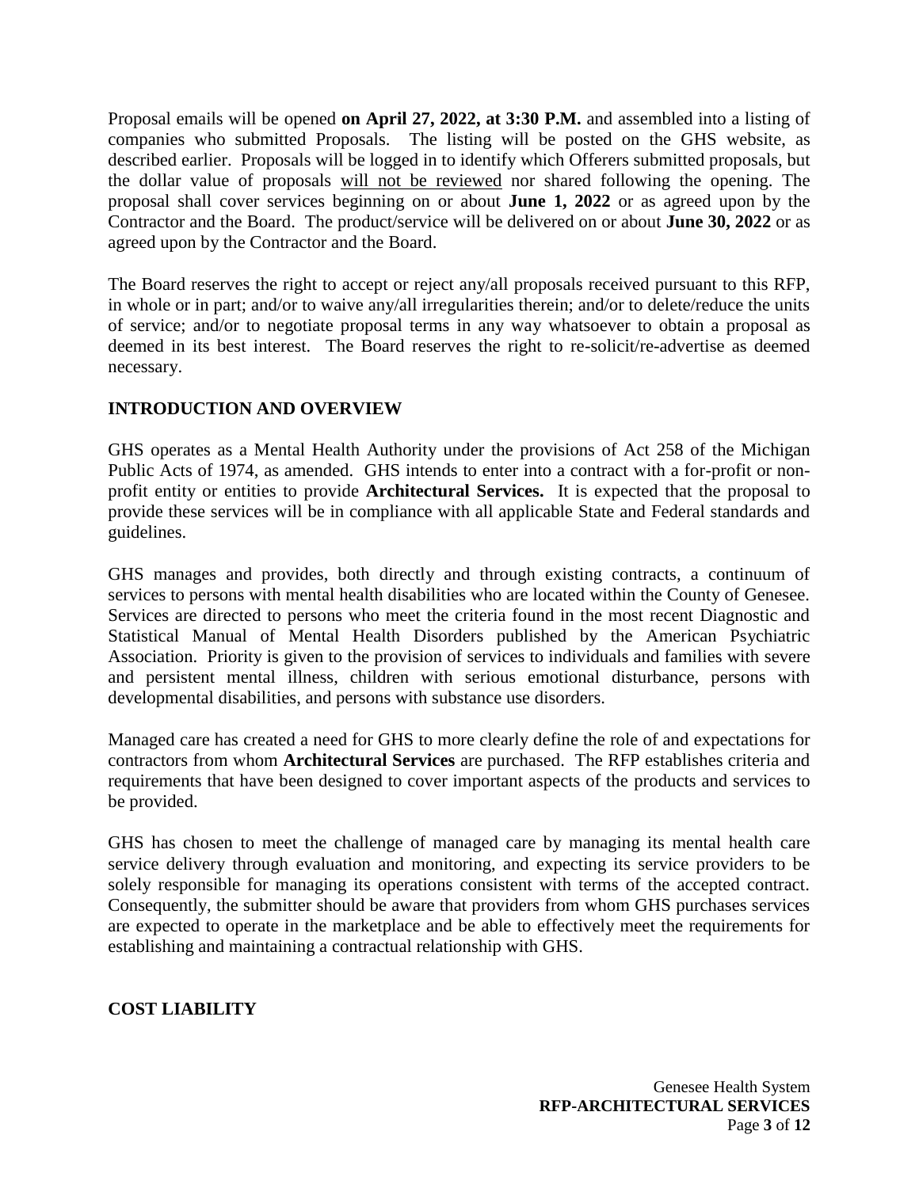Proposal emails will be opened **on April 27, 2022, at 3:30 P.M.** and assembled into a listing of companies who submitted Proposals. The listing will be posted on the GHS website, as described earlier. Proposals will be logged in to identify which Offerers submitted proposals, but the dollar value of proposals will not be reviewed nor shared following the opening. The proposal shall cover services beginning on or about **June 1, 2022** or as agreed upon by the Contractor and the Board. The product/service will be delivered on or about **June 30, 2022** or as agreed upon by the Contractor and the Board.

The Board reserves the right to accept or reject any/all proposals received pursuant to this RFP, in whole or in part; and/or to waive any/all irregularities therein; and/or to delete/reduce the units of service; and/or to negotiate proposal terms in any way whatsoever to obtain a proposal as deemed in its best interest. The Board reserves the right to re-solicit/re-advertise as deemed necessary.

## INTRODUCTION AND OVERVIEW

GHS operates as a Mental Health Authority under the provisions of Act 258 of the Michigan Public Acts of 1974, as amended. GHS intends to enter into a contract with a for-profit or non-profit entity or entities to provide **Architectural Services.** It is expected that the proposal to provide these services will be in compliance with all applicable State and Federal standards and guidelines.

GHS manages and provides, both directly and through existing contracts, a continuum of services to persons with mental health disabilities who are located within the County of Genesee. Services are directed to persons who meet the criteria found in the most recent Diagnostic and Statistical Manual of Mental Health Disorders published by the American Psychiatric Association. Priority is given to the provision of services to individuals and families with severe and persistent mental illness, children with serious emotional disturbance, persons with developmental disabilities, and persons with substance use disorders.

Managed care has created a need for GHS to more clearly define the role of and expectations for contractors from whom **Architectural Services** are purchased. The RFP establishes criteria and requirements that have been designed to cover important aspects of the products and services to be provided.

GHS has chosen to meet the challenge of managed care by managing its mental health care service delivery through evaluation and monitoring, and expecting its service providers to be solely responsible for managing its operations consistent with terms of the accepted contract. Consequently, the submitter should be aware that providers from whom GHS purchases services are expected to operate in the marketplace and be able to effectively meet the requirements for establishing and maintaining a contractual relationship with GHS.

## COST LIABILITY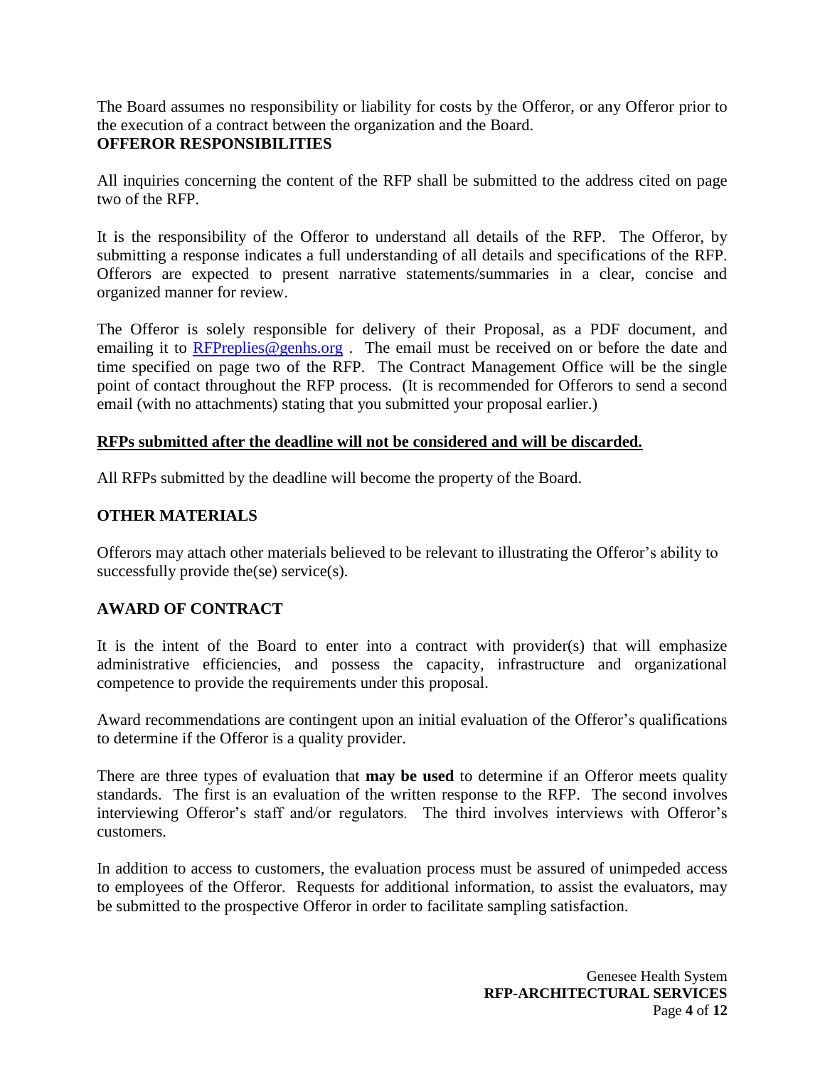The Board assumes no responsibility or liability for costs by the Offeror, or any Offeror prior to the execution of a contract between the organization and the Board.

**OFFEROR RESPONSIBILITIES**

All inquiries concerning the content of the RFP shall be submitted to the address cited on page two of the RFP.

It is the responsibility of the Offeror to understand all details of the RFP. The Offeror, by submitting a response indicates a full understanding of all details and specifications of the RFP. Offerors are expected to present narrative statements/summaries in a clear, concise and organized manner for review.

The Offeror is solely responsible for delivery of their Proposal, as a PDF document, and emailing it to RFPreplies@genhs.org . The email must be received on or before the date and time specified on page two of the RFP. The Contract Management Office will be the single point of contact throughout the RFP process. (It is recommended for Offerors to send a second email (with no attachments) stating that you submitted your proposal earlier.)

**<u>RFPs submitted after the deadline will not be considered and will be discarded.</u>**

All RFPs submitted by the deadline will become the property of the Board.

**OTHER MATERIALS**

Offerors may attach other materials believed to be relevant to illustrating the Offeror's ability to successfully provide the(se) service(s).

**AWARD OF CONTRACT**

It is the intent of the Board to enter into a contract with provider(s) that will emphasize administrative efficiencies, and possess the capacity, infrastructure and organizational competence to provide the requirements under this proposal.

Award recommendations are contingent upon an initial evaluation of the Offeror's qualifications to determine if the Offeror is a quality provider.

There are three types of evaluation that **may be used** to determine if an Offeror meets quality standards. The first is an evaluation of the written response to the RFP. The second involves interviewing Offeror's staff and/or regulators. The third involves interviews with Offeror's customers.

In addition to access to customers, the evaluation process must be assured of unimpeded access to employees of the Offeror. Requests for additional information, to assist the evaluators, may be submitted to the prospective Offeror in order to facilitate sampling satisfaction.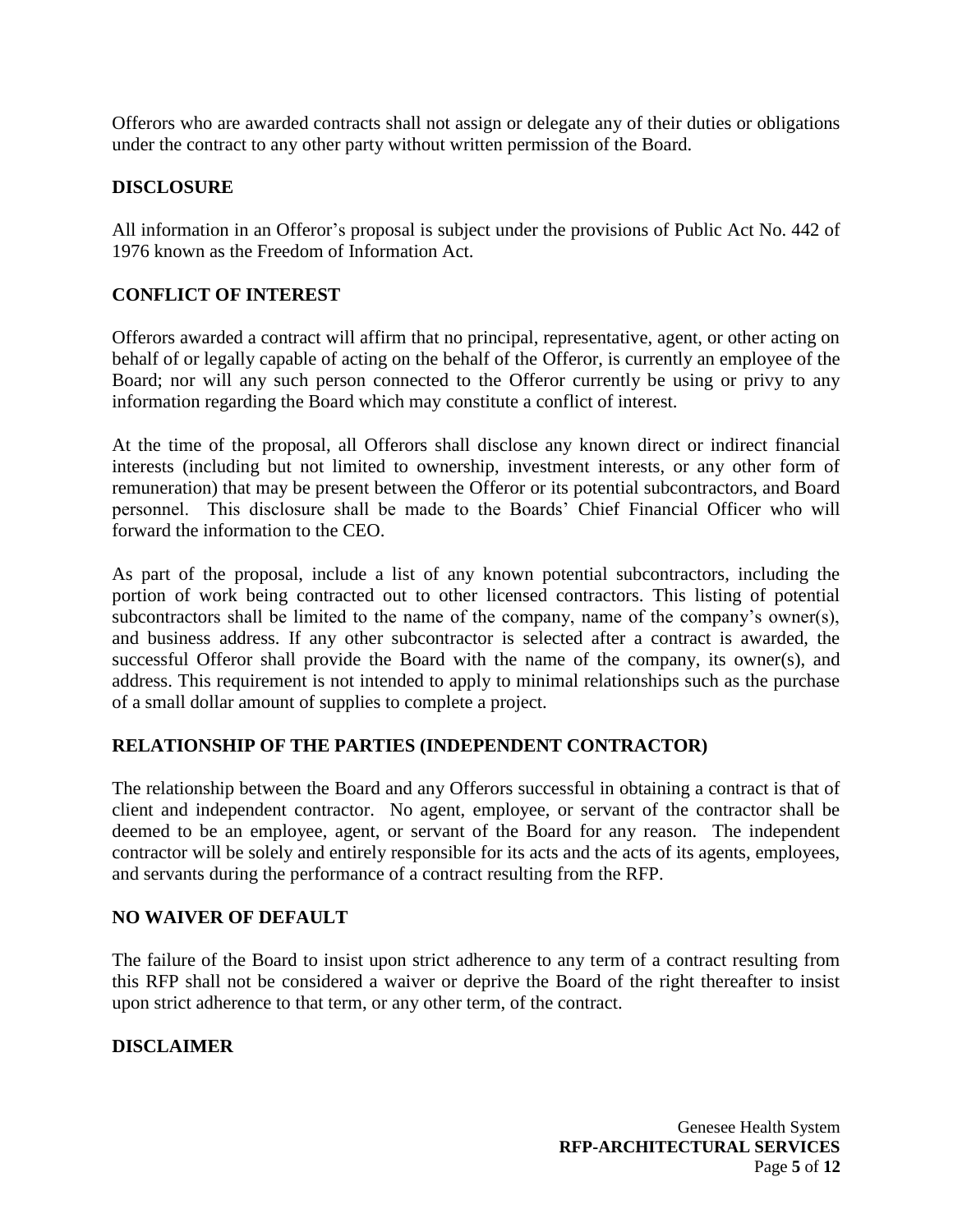Offerors who are awarded contracts shall not assign or delegate any of their duties or obligations under the contract to any other party without written permission of the Board.

## DISCLOSURE

All information in an Offeror's proposal is subject under the provisions of Public Act No. 442 of 1976 known as the Freedom of Information Act.

## CONFLICT OF INTEREST

Offerors awarded a contract will affirm that no principal, representative, agent, or other acting on behalf of or legally capable of acting on the behalf of the Offeror, is currently an employee of the Board; nor will any such person connected to the Offeror currently be using or privy to any information regarding the Board which may constitute a conflict of interest.

At the time of the proposal, all Offerors shall disclose any known direct or indirect financial interests (including but not limited to ownership, investment interests, or any other form of remuneration) that may be present between the Offeror or its potential subcontractors, and Board personnel. This disclosure shall be made to the Boards' Chief Financial Officer who will forward the information to the CEO.

As part of the proposal, include a list of any known potential subcontractors, including the portion of work being contracted out to other licensed contractors. This listing of potential subcontractors shall be limited to the name of the company, name of the company's owner(s), and business address. If any other subcontractor is selected after a contract is awarded, the successful Offeror shall provide the Board with the name of the company, its owner(s), and address. This requirement is not intended to apply to minimal relationships such as the purchase of a small dollar amount of supplies to complete a project.

## RELATIONSHIP OF THE PARTIES (INDEPENDENT CONTRACTOR)

The relationship between the Board and any Offerors successful in obtaining a contract is that of client and independent contractor. No agent, employee, or servant of the contractor shall be deemed to be an employee, agent, or servant of the Board for any reason. The independent contractor will be solely and entirely responsible for its acts and the acts of its agents, employees, and servants during the performance of a contract resulting from the RFP.

## NO WAIVER OF DEFAULT

The failure of the Board to insist upon strict adherence to any term of a contract resulting from this RFP shall not be considered a waiver or deprive the Board of the right thereafter to insist upon strict adherence to that term, or any other term, of the contract.

## DISCLAIMER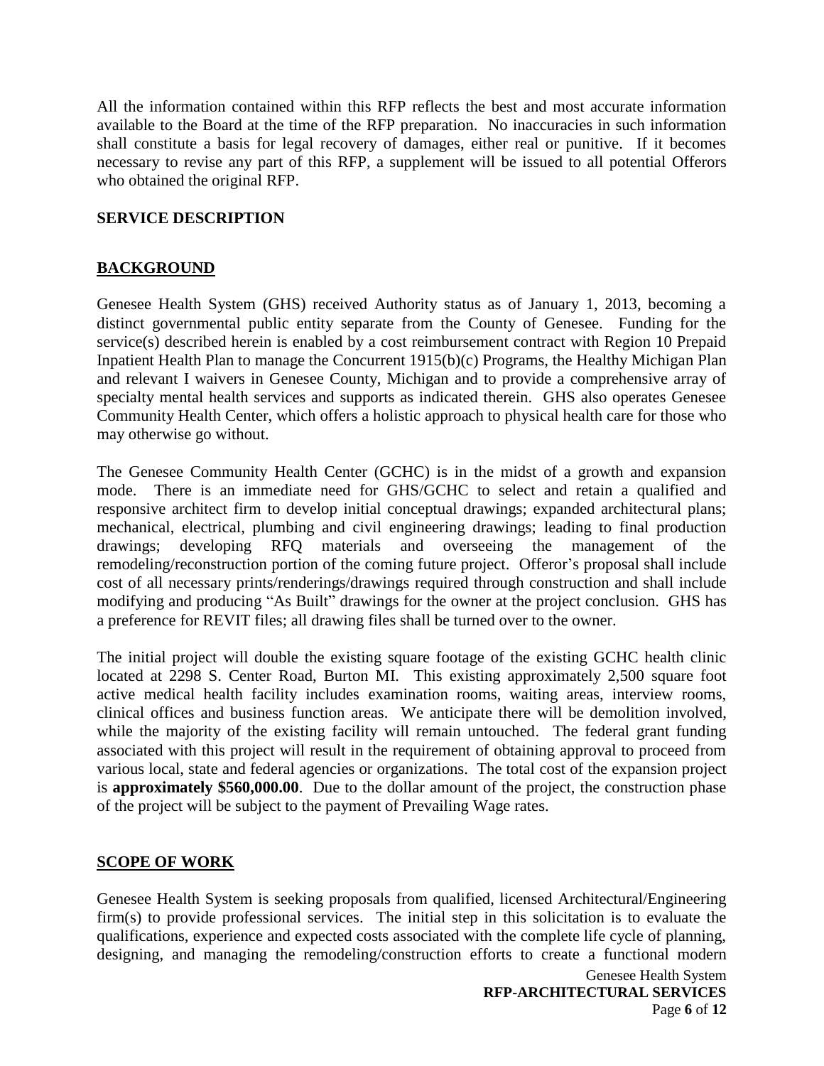All the information contained within this RFP reflects the best and most accurate information available to the Board at the time of the RFP preparation. No inaccuracies in such information shall constitute a basis for legal recovery of damages, either real or punitive. If it becomes necessary to revise any part of this RFP, a supplement will be issued to all potential Offerors who obtained the original RFP.

## SERVICE DESCRIPTION

### BACKGROUND

Genesee Health System (GHS) received Authority status as of January 1, 2013, becoming a distinct governmental public entity separate from the County of Genesee. Funding for the service(s) described herein is enabled by a cost reimbursement contract with Region 10 Prepaid Inpatient Health Plan to manage the Concurrent 1915(b)(c) Programs, the Healthy Michigan Plan and relevant I waivers in Genesee County, Michigan and to provide a comprehensive array of specialty mental health services and supports as indicated therein. GHS also operates Genesee Community Health Center, which offers a holistic approach to physical health care for those who may otherwise go without.

The Genesee Community Health Center (GCHC) is in the midst of a growth and expansion mode. There is an immediate need for GHS/GCHC to select and retain a qualified and responsive architect firm to develop initial conceptual drawings; expanded architectural plans; mechanical, electrical, plumbing and civil engineering drawings; leading to final production drawings; developing RFQ materials and overseeing the management of the remodeling/reconstruction portion of the coming future project. Offeror's proposal shall include cost of all necessary prints/renderings/drawings required through construction and shall include modifying and producing "As Built" drawings for the owner at the project conclusion. GHS has a preference for REVIT files; all drawing files shall be turned over to the owner.

The initial project will double the existing square footage of the existing GCHC health clinic located at 2298 S. Center Road, Burton MI. This existing approximately 2,500 square foot active medical health facility includes examination rooms, waiting areas, interview rooms, clinical offices and business function areas. We anticipate there will be demolition involved, while the majority of the existing facility will remain untouched. The federal grant funding associated with this project will result in the requirement of obtaining approval to proceed from various local, state and federal agencies or organizations. The total cost of the expansion project is **approximately $560,000.00**. Due to the dollar amount of the project, the construction phase of the project will be subject to the payment of Prevailing Wage rates.

### SCOPE OF WORK

Genesee Health System is seeking proposals from qualified, licensed Architectural/Engineering firm(s) to provide professional services. The initial step in this solicitation is to evaluate the qualifications, experience and expected costs associated with the complete life cycle of planning, designing, and managing the remodeling/construction efforts to create a functional modern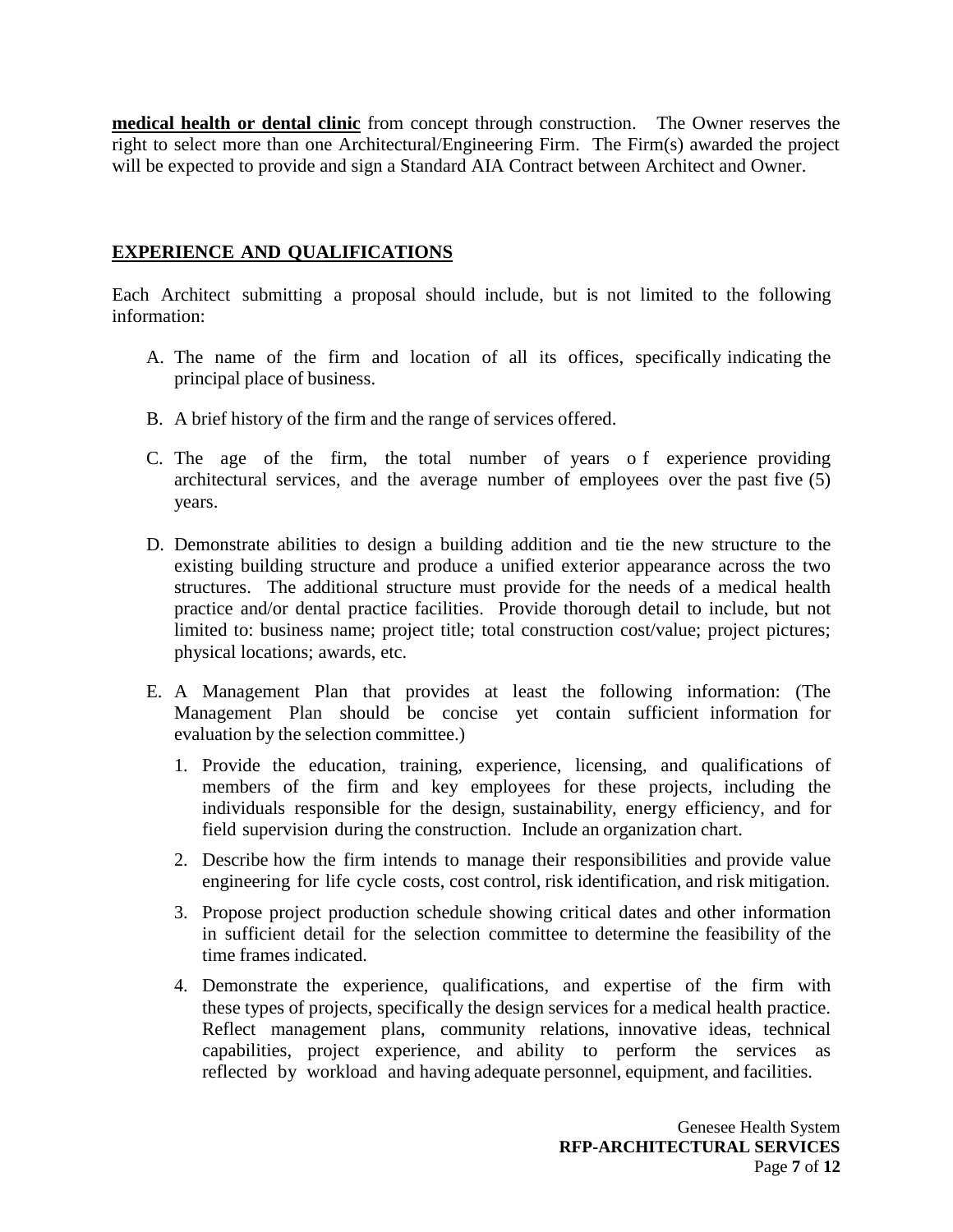**medical health or dental clinic** from concept through construction. The Owner reserves the right to select more than one Architectural/Engineering Firm. The Firm(s) awarded the project will be expected to provide and sign a Standard AIA Contract between Architect and Owner.

## EXPERIENCE AND QUALIFICATIONS

Each Architect submitting a proposal should include, but is not limited to the following information:

A. The name of the firm and location of all its offices, specifically indicating the principal place of business.

B. A brief history of the firm and the range of services offered.

C. The age of the firm, the total number of years of experience providing architectural services, and the average number of employees over the past five (5) years.

D. Demonstrate abilities to design a building addition and tie the new structure to the existing building structure and produce a unified exterior appearance across the two structures. The additional structure must provide for the needs of a medical health practice and/or dental practice facilities. Provide thorough detail to include, but not limited to: business name; project title; total construction cost/value; project pictures; physical locations; awards, etc.

E. A Management Plan that provides at least the following information: (The Management Plan should be concise yet contain sufficient information for evaluation by the selection committee.)

   1. Provide the education, training, experience, licensing, and qualifications of members of the firm and key employees for these projects, including the individuals responsible for the design, sustainability, energy efficiency, and for field supervision during the construction. Include an organization chart.

   2. Describe how the firm intends to manage their responsibilities and provide value engineering for life cycle costs, cost control, risk identification, and risk mitigation.

   3. Propose project production schedule showing critical dates and other information in sufficient detail for the selection committee to determine the feasibility of the time frames indicated.

   4. Demonstrate the experience, qualifications, and expertise of the firm with these types of projects, specifically the design services for a medical health practice. Reflect management plans, community relations, innovative ideas, technical capabilities, project experience, and ability to perform the services as reflected by workload and having adequate personnel, equipment, and facilities.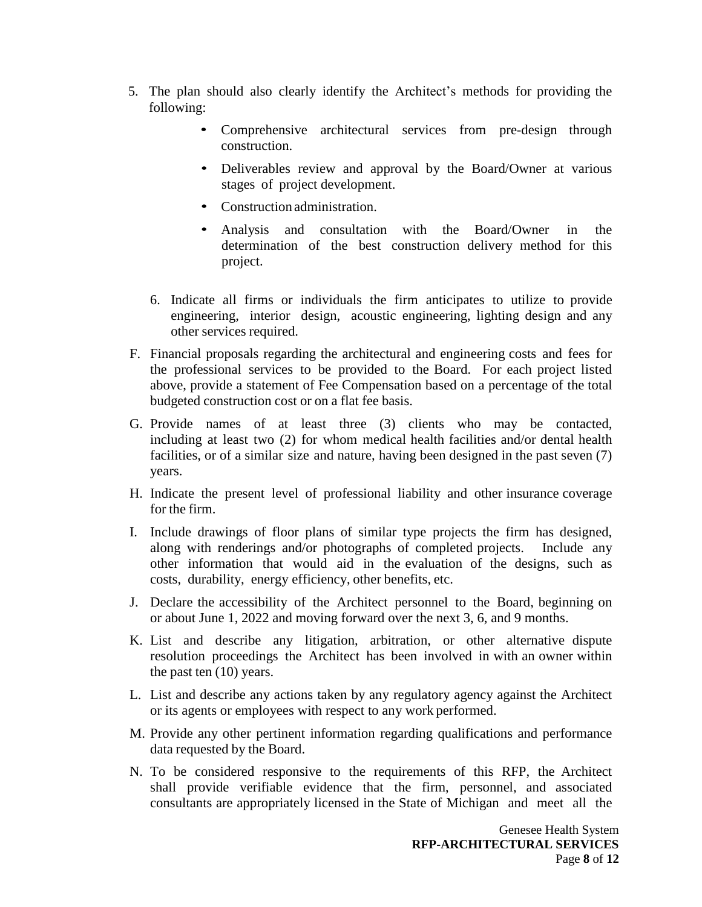5. The plan should also clearly identify the Architect's methods for providing the following:

    - Comprehensive architectural services from pre-design through construction.
    - Deliverables review and approval by the Board/Owner at various stages of project development.
    - Construction administration.
    - Analysis and consultation with the Board/Owner in the determination of the best construction delivery method for this project.

6. Indicate all firms or individuals the firm anticipates to utilize to provide engineering, interior design, acoustic engineering, lighting design and any other services required.

F. Financial proposals regarding the architectural and engineering costs and fees for the professional services to be provided to the Board. For each project listed above, provide a statement of Fee Compensation based on a percentage of the total budgeted construction cost or on a flat fee basis.

G. Provide names of at least three (3) clients who may be contacted, including at least two (2) for whom medical health facilities and/or dental health facilities, or of a similar size and nature, having been designed in the past seven (7) years.

H. Indicate the present level of professional liability and other insurance coverage for the firm.

I. Include drawings of floor plans of similar type projects the firm has designed, along with renderings and/or photographs of completed projects. Include any other information that would aid in the evaluation of the designs, such as costs, durability, energy efficiency, other benefits, etc.

J. Declare the accessibility of the Architect personnel to the Board, beginning on or about June 1, 2022 and moving forward over the next 3, 6, and 9 months.

K. List and describe any litigation, arbitration, or other alternative dispute resolution proceedings the Architect has been involved in with an owner within the past ten (10) years.

L. List and describe any actions taken by any regulatory agency against the Architect or its agents or employees with respect to any work performed.

M. Provide any other pertinent information regarding qualifications and performance data requested by the Board.

N. To be considered responsive to the requirements of this RFP, the Architect shall provide verifiable evidence that the firm, personnel, and associated consultants are appropriately licensed in the State of Michigan and meet all the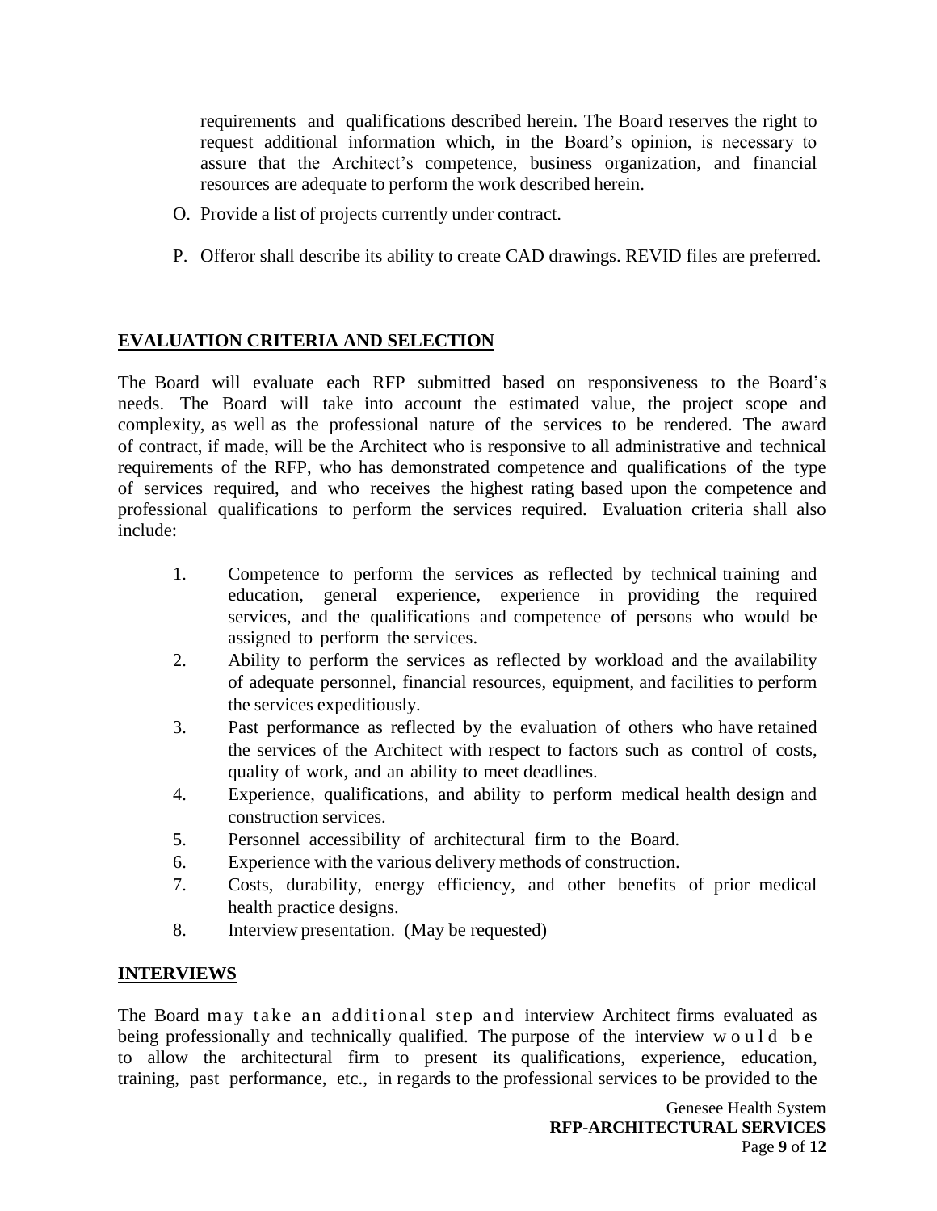requirements and qualifications described herein. The Board reserves the right to request additional information which, in the Board's opinion, is necessary to assure that the Architect's competence, business organization, and financial resources are adequate to perform the work described herein.

O. Provide a list of projects currently under contract.

P. Offeror shall describe its ability to create CAD drawings. REVID files are preferred.

## EVALUATION CRITERIA AND SELECTION

The Board will evaluate each RFP submitted based on responsiveness to the Board's needs. The Board will take into account the estimated value, the project scope and complexity, as well as the professional nature of the services to be rendered. The award of contract, if made, will be the Architect who is responsive to all administrative and technical requirements of the RFP, who has demonstrated competence and qualifications of the type of services required, and who receives the highest rating based upon the competence and professional qualifications to perform the services required. Evaluation criteria shall also include:

1. Competence to perform the services as reflected by technical training and education, general experience, experience in providing the required services, and the qualifications and competence of persons who would be assigned to perform the services.
2. Ability to perform the services as reflected by workload and the availability of adequate personnel, financial resources, equipment, and facilities to perform the services expeditiously.
3. Past performance as reflected by the evaluation of others who have retained the services of the Architect with respect to factors such as control of costs, quality of work, and an ability to meet deadlines.
4. Experience, qualifications, and ability to perform medical health design and construction services.
5. Personnel accessibility of architectural firm to the Board.
6. Experience with the various delivery methods of construction.
7. Costs, durability, energy efficiency, and other benefits of prior medical health practice designs.
8. Interview presentation. (May be requested)

## INTERVIEWS

The Board may take an additional step and interview Architect firms evaluated as being professionally and technically qualified. The purpose of the interview would be to allow the architectural firm to present its qualifications, experience, education, training, past performance, etc., in regards to the professional services to be provided to the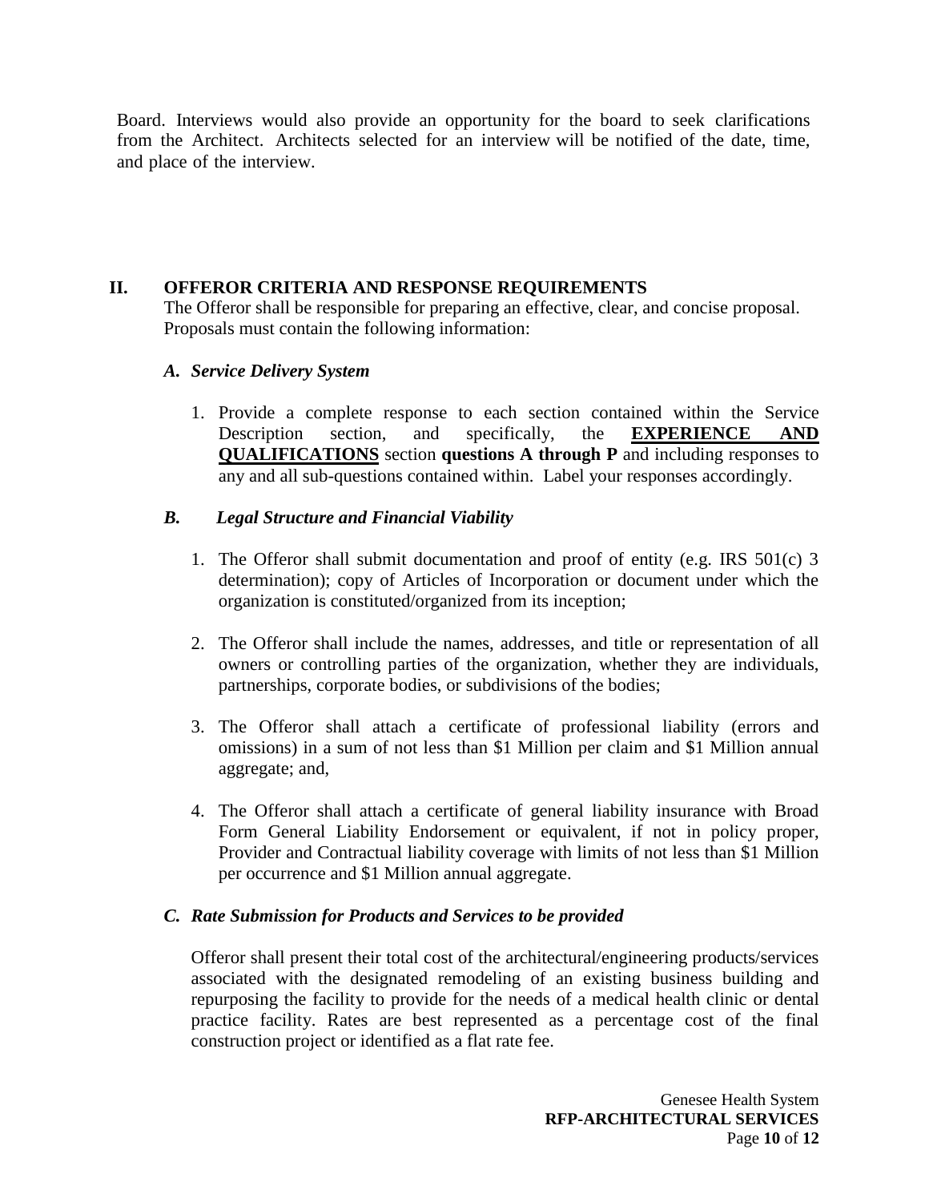Board. Interviews would also provide an opportunity for the board to seek clarifications from the Architect. Architects selected for an interview will be notified of the date, time, and place of the interview.

## II. OFFEROR CRITERIA AND RESPONSE REQUIREMENTS

The Offeror shall be responsible for preparing an effective, clear, and concise proposal. Proposals must contain the following information:

### *A. Service Delivery System*

1. Provide a complete response to each section contained within the Service Description section, and specifically, the **<u>EXPERIENCE AND QUALIFICATIONS</u>** section **questions A through P** and including responses to any and all sub-questions contained within. Label your responses accordingly.

### *B. Legal Structure and Financial Viability*

1. The Offeror shall submit documentation and proof of entity (e.g. IRS 501(c) 3 determination); copy of Articles of Incorporation or document under which the organization is constituted/organized from its inception;
2. The Offeror shall include the names, addresses, and title or representation of all owners or controlling parties of the organization, whether they are individuals, partnerships, corporate bodies, or subdivisions of the bodies;
3. The Offeror shall attach a certificate of professional liability (errors and omissions) in a sum of not less than $1 Million per claim and $1 Million annual aggregate; and,
4. The Offeror shall attach a certificate of general liability insurance with Broad Form General Liability Endorsement or equivalent, if not in policy proper, Provider and Contractual liability coverage with limits of not less than $1 Million per occurrence and $1 Million annual aggregate.

### *C. Rate Submission for Products and Services to be provided*

Offeror shall present their total cost of the architectural/engineering products/services associated with the designated remodeling of an existing business building and repurposing the facility to provide for the needs of a medical health clinic or dental practice facility. Rates are best represented as a percentage cost of the final construction project or identified as a flat rate fee.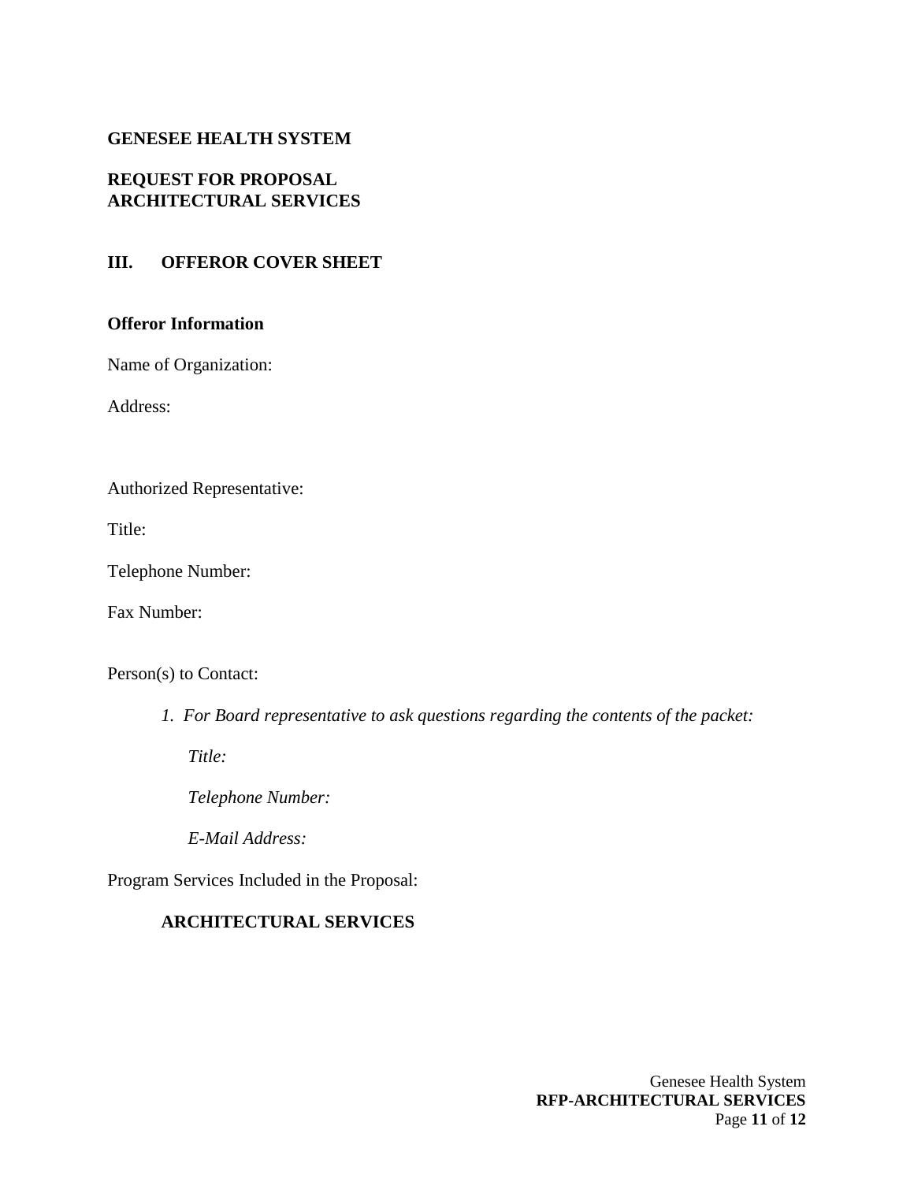**GENESEE HEALTH SYSTEM**

**REQUEST FOR PROPOSAL**
**ARCHITECTURAL SERVICES**

## III. OFFEROR COVER SHEET

**Offeror Information**

Name of Organization:

Address:

Authorized Representative:

Title:

Telephone Number:

Fax Number:

Person(s) to Contact:

1. *For Board representative to ask questions regarding the contents of the packet:*

   *Title:*

   *Telephone Number:*

   *E-Mail Address:*

Program Services Included in the Proposal:

**ARCHITECTURAL SERVICES**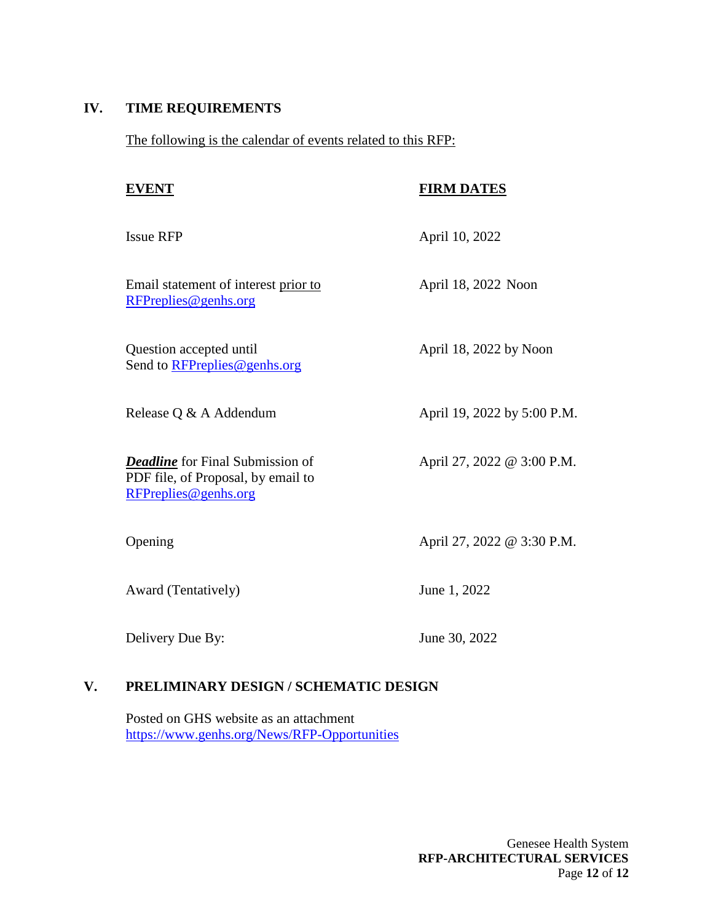## IV. TIME REQUIREMENTS

The following is the calendar of events related to this RFP:

| EVENT | FIRM DATES |
|---|---|
| Issue RFP | April 10, 2022 |
| Email statement of interest prior to RFPreplies@genhs.org | April 18, 2022 Noon |
| Question accepted until Send to RFPreplies@genhs.org | April 18, 2022 by Noon |
| Release Q & A Addendum | April 19, 2022 by 5:00 P.M. |
| ***Deadline*** for Final Submission of PDF file, of Proposal, by email to RFPreplies@genhs.org | April 27, 2022 @ 3:00 P.M. |
| Opening | April 27, 2022 @ 3:30 P.M. |
| Award (Tentatively) | June 1, 2022 |
| Delivery Due By: | June 30, 2022 |

## V. PRELIMINARY DESIGN / SCHEMATIC DESIGN

Posted on GHS website as an attachment
https://www.genhs.org/News/RFP-Opportunities